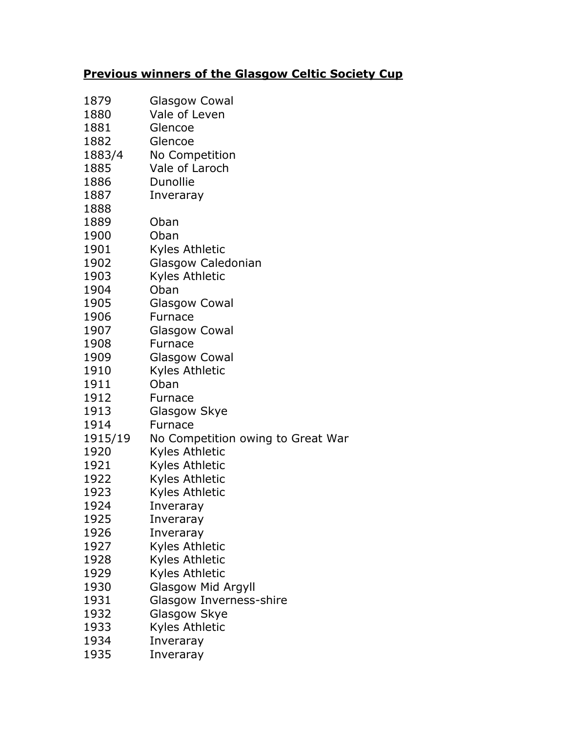**Previous winners of the Glasgow Celtic Society Cup**

| | |
|---|---|
| 1879 | Glasgow Cowal |
| 1880 | Vale of Leven |
| 1881 | Glencoe |
| 1882 | Glencoe |
| 1883/4 | No Competition |
| 1885 | Vale of Laroch |
| 1886 | Dunollie |
| 1887 | Inveraray |
| 1888 | |
| 1889 | Oban |
| 1900 | Oban |
| 1901 | Kyles Athletic |
| 1902 | Glasgow Caledonian |
| 1903 | Kyles Athletic |
| 1904 | Oban |
| 1905 | Glasgow Cowal |
| 1906 | Furnace |
| 1907 | Glasgow Cowal |
| 1908 | Furnace |
| 1909 | Glasgow Cowal |
| 1910 | Kyles Athletic |
| 1911 | Oban |
| 1912 | Furnace |
| 1913 | Glasgow Skye |
| 1914 | Furnace |
| 1915/19 | No Competition owing to Great War |
| 1920 | Kyles Athletic |
| 1921 | Kyles Athletic |
| 1922 | Kyles Athletic |
| 1923 | Kyles Athletic |
| 1924 | Inveraray |
| 1925 | Inveraray |
| 1926 | Inveraray |
| 1927 | Kyles Athletic |
| 1928 | Kyles Athletic |
| 1929 | Kyles Athletic |
| 1930 | Glasgow Mid Argyll |
| 1931 | Glasgow Inverness-shire |
| 1932 | Glasgow Skye |
| 1933 | Kyles Athletic |
| 1934 | Inveraray |
| 1935 | Inveraray |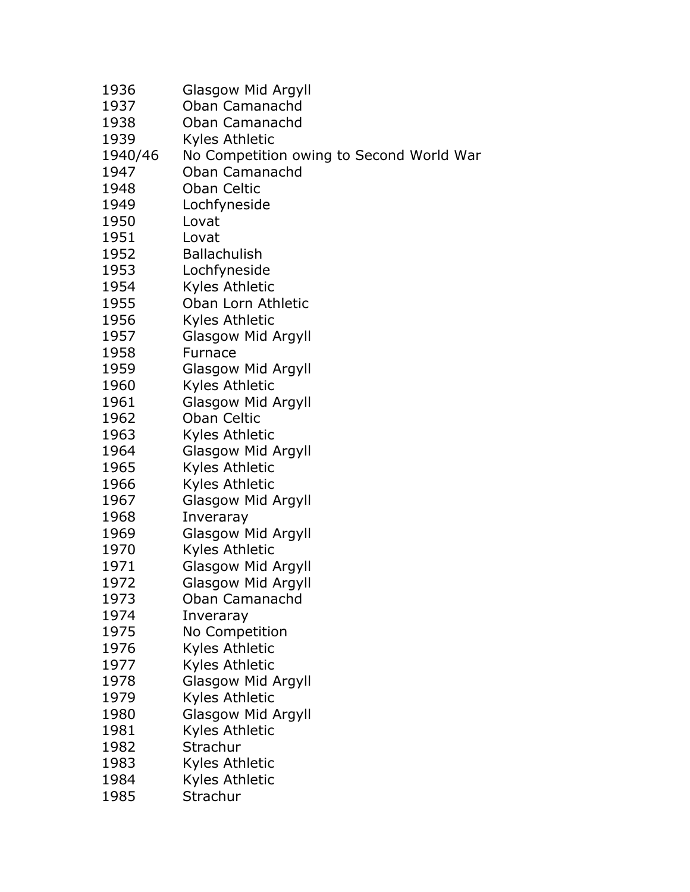| | |
|---|---|
| 1936 | Glasgow Mid Argyll |
| 1937 | Oban Camanachd |
| 1938 | Oban Camanachd |
| 1939 | Kyles Athletic |
| 1940/46 | No Competition owing to Second World War |
| 1947 | Oban Camanachd |
| 1948 | Oban Celtic |
| 1949 | Lochfyneside |
| 1950 | Lovat |
| 1951 | Lovat |
| 1952 | Ballachulish |
| 1953 | Lochfyneside |
| 1954 | Kyles Athletic |
| 1955 | Oban Lorn Athletic |
| 1956 | Kyles Athletic |
| 1957 | Glasgow Mid Argyll |
| 1958 | Furnace |
| 1959 | Glasgow Mid Argyll |
| 1960 | Kyles Athletic |
| 1961 | Glasgow Mid Argyll |
| 1962 | Oban Celtic |
| 1963 | Kyles Athletic |
| 1964 | Glasgow Mid Argyll |
| 1965 | Kyles Athletic |
| 1966 | Kyles Athletic |
| 1967 | Glasgow Mid Argyll |
| 1968 | Inveraray |
| 1969 | Glasgow Mid Argyll |
| 1970 | Kyles Athletic |
| 1971 | Glasgow Mid Argyll |
| 1972 | Glasgow Mid Argyll |
| 1973 | Oban Camanachd |
| 1974 | Inveraray |
| 1975 | No Competition |
| 1976 | Kyles Athletic |
| 1977 | Kyles Athletic |
| 1978 | Glasgow Mid Argyll |
| 1979 | Kyles Athletic |
| 1980 | Glasgow Mid Argyll |
| 1981 | Kyles Athletic |
| 1982 | Strachur |
| 1983 | Kyles Athletic |
| 1984 | Kyles Athletic |
| 1985 | Strachur |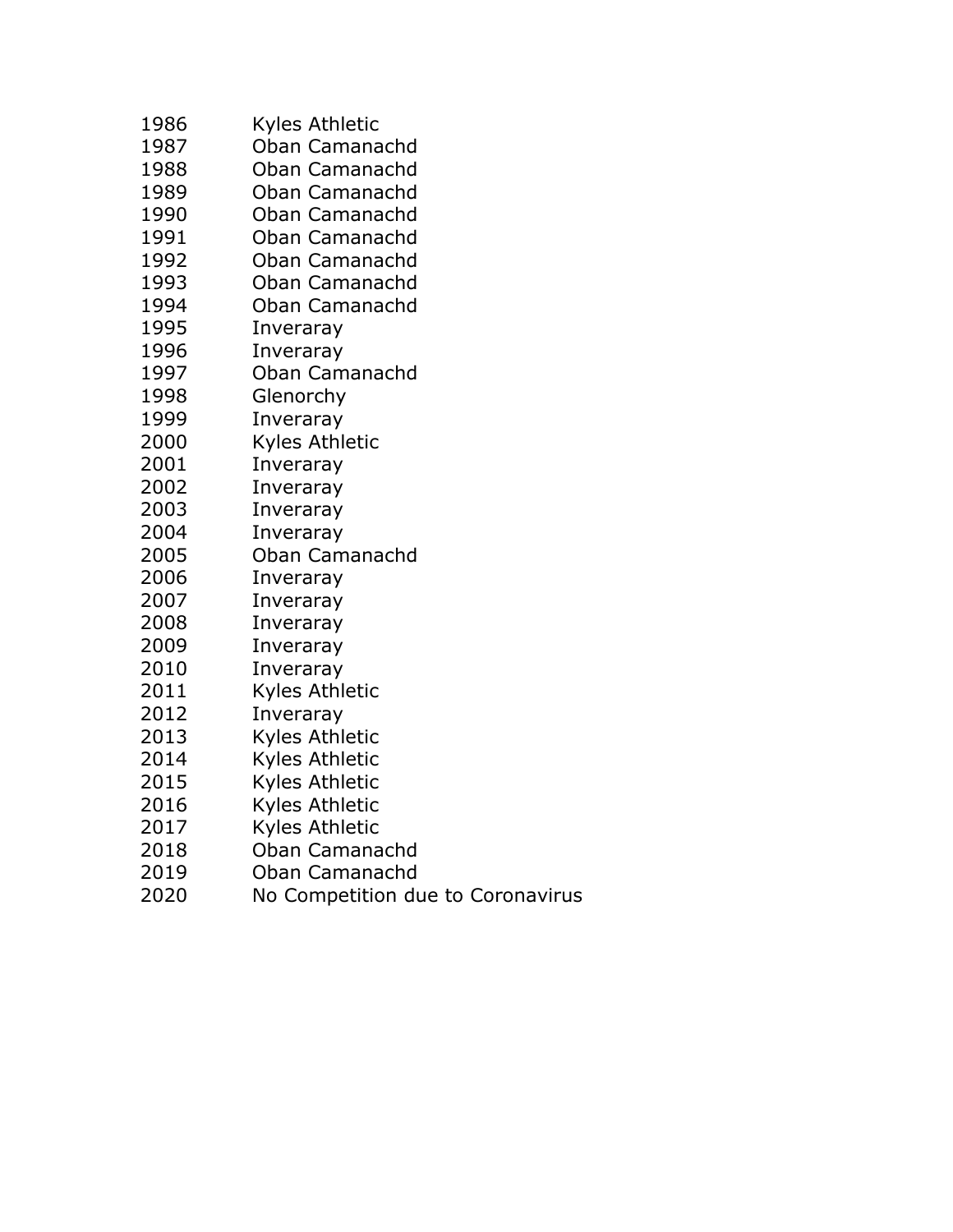| | |
|---|---|
| 1986 | Kyles Athletic |
| 1987 | Oban Camanachd |
| 1988 | Oban Camanachd |
| 1989 | Oban Camanachd |
| 1990 | Oban Camanachd |
| 1991 | Oban Camanachd |
| 1992 | Oban Camanachd |
| 1993 | Oban Camanachd |
| 1994 | Oban Camanachd |
| 1995 | Inveraray |
| 1996 | Inveraray |
| 1997 | Oban Camanachd |
| 1998 | Glenorchy |
| 1999 | Inveraray |
| 2000 | Kyles Athletic |
| 2001 | Inveraray |
| 2002 | Inveraray |
| 2003 | Inveraray |
| 2004 | Inveraray |
| 2005 | Oban Camanachd |
| 2006 | Inveraray |
| 2007 | Inveraray |
| 2008 | Inveraray |
| 2009 | Inveraray |
| 2010 | Inveraray |
| 2011 | Kyles Athletic |
| 2012 | Inveraray |
| 2013 | Kyles Athletic |
| 2014 | Kyles Athletic |
| 2015 | Kyles Athletic |
| 2016 | Kyles Athletic |
| 2017 | Kyles Athletic |
| 2018 | Oban Camanachd |
| 2019 | Oban Camanachd |
| 2020 | No Competition due to Coronavirus |